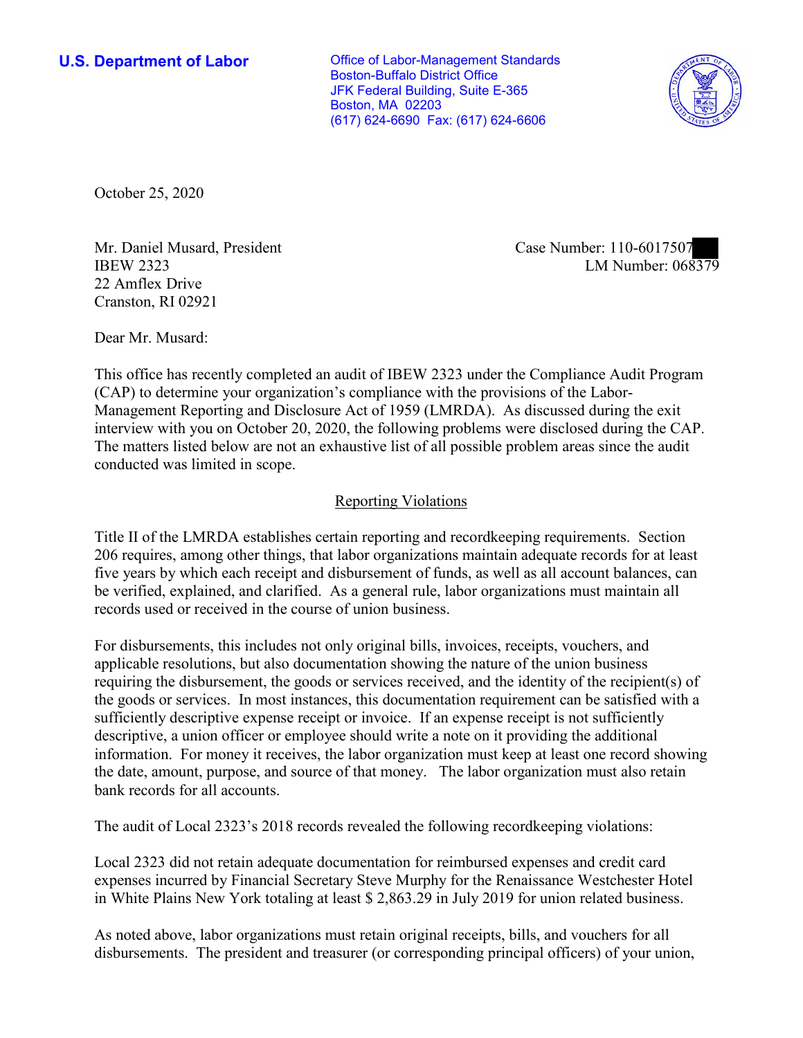**U.S. Department of Labor**

Office of Labor-Management Standards
Boston-Buffalo District Office
JFK Federal Building, Suite E-365
Boston, MA 02203
(617) 624-6690 Fax: (617) 624-6606

October 25, 2020

Mr. Daniel Musard, President
IBEW 2323
22 Amflex Drive
Cranston, RI 02921

Case Number: 110-6017507
LM Number: 068379

Dear Mr. Musard:

This office has recently completed an audit of IBEW 2323 under the Compliance Audit Program (CAP) to determine your organization's compliance with the provisions of the Labor-Management Reporting and Disclosure Act of 1959 (LMRDA). As discussed during the exit interview with you on October 20, 2020, the following problems were disclosed during the CAP. The matters listed below are not an exhaustive list of all possible problem areas since the audit conducted was limited in scope.

## Reporting Violations

Title II of the LMRDA establishes certain reporting and recordkeeping requirements. Section 206 requires, among other things, that labor organizations maintain adequate records for at least five years by which each receipt and disbursement of funds, as well as all account balances, can be verified, explained, and clarified. As a general rule, labor organizations must maintain all records used or received in the course of union business.

For disbursements, this includes not only original bills, invoices, receipts, vouchers, and applicable resolutions, but also documentation showing the nature of the union business requiring the disbursement, the goods or services received, and the identity of the recipient(s) of the goods or services. In most instances, this documentation requirement can be satisfied with a sufficiently descriptive expense receipt or invoice. If an expense receipt is not sufficiently descriptive, a union officer or employee should write a note on it providing the additional information. For money it receives, the labor organization must keep at least one record showing the date, amount, purpose, and source of that money. The labor organization must also retain bank records for all accounts.

The audit of Local 2323's 2018 records revealed the following recordkeeping violations:

Local 2323 did not retain adequate documentation for reimbursed expenses and credit card expenses incurred by Financial Secretary Steve Murphy for the Renaissance Westchester Hotel in White Plains New York totaling at least $ 2,863.29 in July 2019 for union related business.

As noted above, labor organizations must retain original receipts, bills, and vouchers for all disbursements. The president and treasurer (or corresponding principal officers) of your union,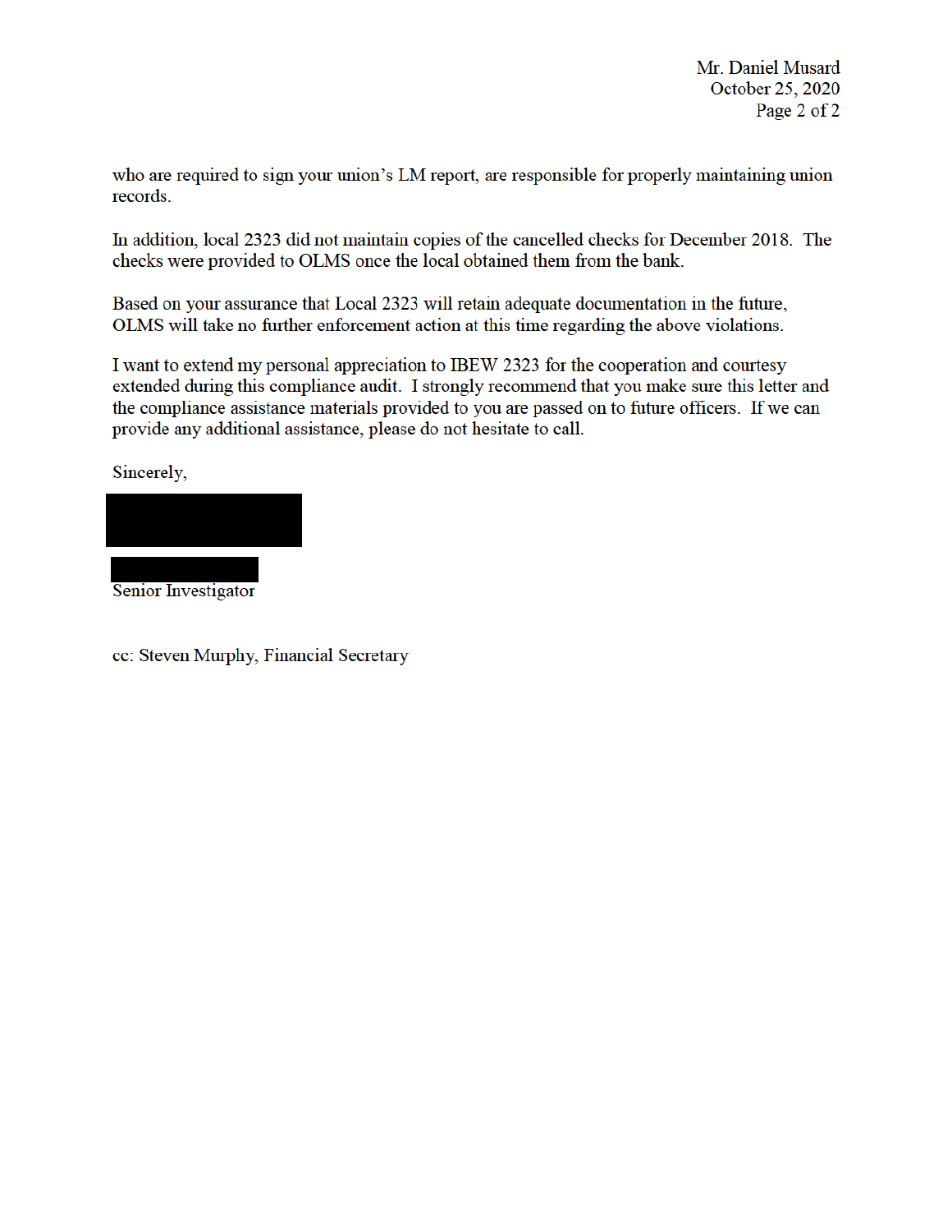who are required to sign your union's LM report, are responsible for properly maintaining union records.

In addition, local 2323 did not maintain copies of the cancelled checks for December 2018. The checks were provided to OLMS once the local obtained them from the bank.

Based on your assurance that Local 2323 will retain adequate documentation in the future, OLMS will take no further enforcement action at this time regarding the above violations.

I want to extend my personal appreciation to IBEW 2323 for the cooperation and courtesy extended during this compliance audit. I strongly recommend that you make sure this letter and the compliance assistance materials provided to you are passed on to future officers. If we can provide any additional assistance, please do not hesitate to call.

Sincerely,

Senior Investigator

cc: Steven Murphy, Financial Secretary